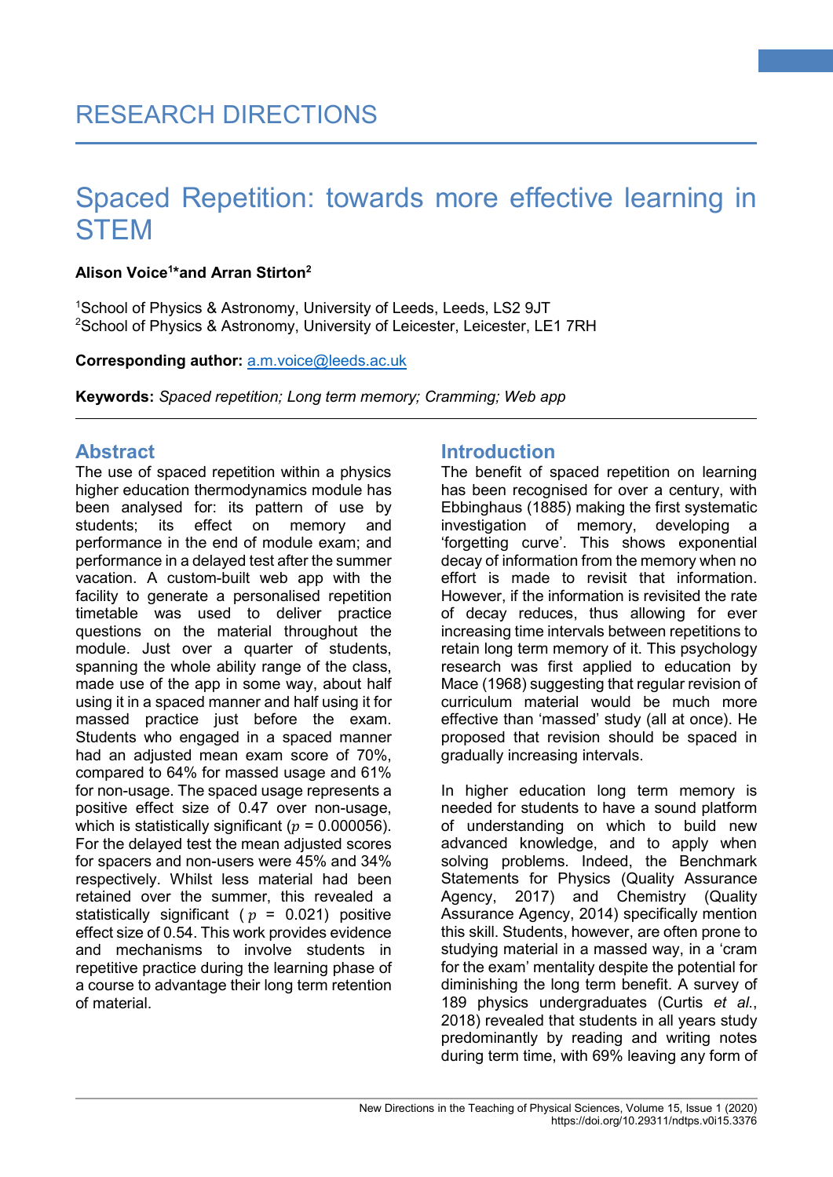RESEARCH DIRECTIONS

# Spaced Repetition: towards more effective learning in STEM

**Alison Voice[1]*and Arran Stirton[2]**

[1]School of Physics & Astronomy, University of Leeds, Leeds, LS2 9JT
[2]School of Physics & Astronomy, University of Leicester, Leicester, LE1 7RH

**Corresponding author:** a.m.voice@leeds.ac.uk

**Keywords:** *Spaced repetition; Long term memory; Cramming; Web app*

## Abstract

The use of spaced repetition within a physics higher education thermodynamics module has been analysed for: its pattern of use by students; its effect on memory and performance in the end of module exam; and performance in a delayed test after the summer vacation. A custom-built web app with the facility to generate a personalised repetition timetable was used to deliver practice questions on the material throughout the module. Just over a quarter of students, spanning the whole ability range of the class, made use of the app in some way, about half using it in a spaced manner and half using it for massed practice just before the exam. Students who engaged in a spaced manner had an adjusted mean exam score of 70%, compared to 64% for massed usage and 61% for non-usage. The spaced usage represents a positive effect size of 0.47 over non-usage, which is statistically significant ($p$ = 0.000056). For the delayed test the mean adjusted scores for spacers and non-users were 45% and 34% respectively. Whilst less material had been retained over the summer, this revealed a statistically significant ($p$ = 0.021) positive effect size of 0.54. This work provides evidence and mechanisms to involve students in repetitive practice during the learning phase of a course to advantage their long term retention of material.

## Introduction

The benefit of spaced repetition on learning has been recognised for over a century, with Ebbinghaus (1885) making the first systematic investigation of memory, developing a 'forgetting curve'. This shows exponential decay of information from the memory when no effort is made to revisit that information. However, if the information is revisited the rate of decay reduces, thus allowing for ever increasing time intervals between repetitions to retain long term memory of it. This psychology research was first applied to education by Mace (1968) suggesting that regular revision of curriculum material would be much more effective than 'massed' study (all at once). He proposed that revision should be spaced in gradually increasing intervals.

In higher education long term memory is needed for students to have a sound platform of understanding on which to build new advanced knowledge, and to apply when solving problems. Indeed, the Benchmark Statements for Physics (Quality Assurance Agency, 2017) and Chemistry (Quality Assurance Agency, 2014) specifically mention this skill. Students, however, are often prone to studying material in a massed way, in a 'cram for the exam' mentality despite the potential for diminishing the long term benefit. A survey of 189 physics undergraduates (Curtis *et al.*, 2018) revealed that students in all years study predominantly by reading and writing notes during term time, with 69% leaving any form of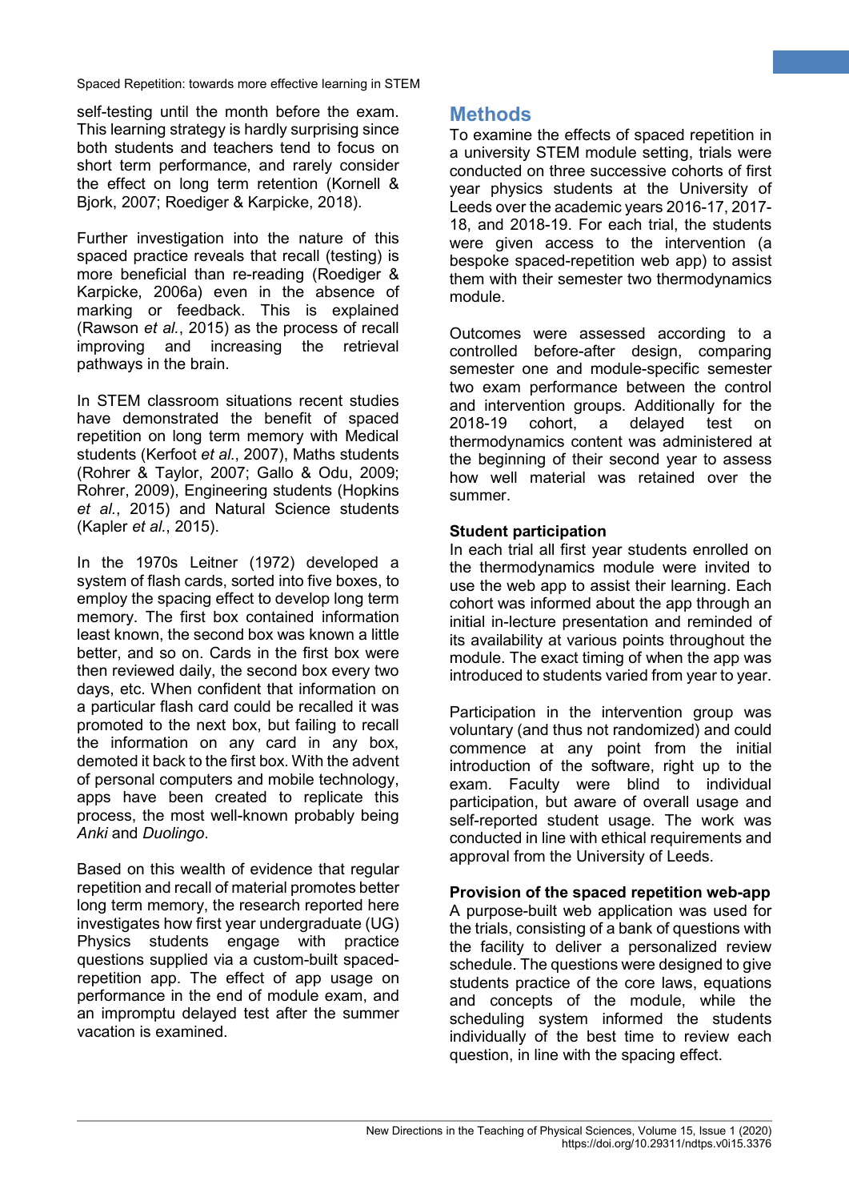self-testing until the month before the exam. This learning strategy is hardly surprising since both students and teachers tend to focus on short term performance, and rarely consider the effect on long term retention (Kornell & Bjork, 2007; Roediger & Karpicke, 2018).

Further investigation into the nature of this spaced practice reveals that recall (testing) is more beneficial than re-reading (Roediger & Karpicke, 2006a) even in the absence of marking or feedback. This is explained (Rawson *et al.*, 2015) as the process of recall improving and increasing the retrieval pathways in the brain.

In STEM classroom situations recent studies have demonstrated the benefit of spaced repetition on long term memory with Medical students (Kerfoot *et al.*, 2007), Maths students (Rohrer & Taylor, 2007; Gallo & Odu, 2009; Rohrer, 2009), Engineering students (Hopkins *et al.*, 2015) and Natural Science students (Kapler *et al.*, 2015).

In the 1970s Leitner (1972) developed a system of flash cards, sorted into five boxes, to employ the spacing effect to develop long term memory. The first box contained information least known, the second box was known a little better, and so on. Cards in the first box were then reviewed daily, the second box every two days, etc. When confident that information on a particular flash card could be recalled it was promoted to the next box, but failing to recall the information on any card in any box, demoted it back to the first box. With the advent of personal computers and mobile technology, apps have been created to replicate this process, the most well-known probably being *Anki* and *Duolingo*.

Based on this wealth of evidence that regular repetition and recall of material promotes better long term memory, the research reported here investigates how first year undergraduate (UG) Physics students engage with practice questions supplied via a custom-built spaced-repetition app. The effect of app usage on performance in the end of module exam, and an impromptu delayed test after the summer vacation is examined.

## Methods

To examine the effects of spaced repetition in a university STEM module setting, trials were conducted on three successive cohorts of first year physics students at the University of Leeds over the academic years 2016-17, 2017-18, and 2018-19. For each trial, the students were given access to the intervention (a bespoke spaced-repetition web app) to assist them with their semester two thermodynamics module.

Outcomes were assessed according to a controlled before-after design, comparing semester one and module-specific semester two exam performance between the control and intervention groups. Additionally for the 2018-19 cohort, a delayed test on thermodynamics content was administered at the beginning of their second year to assess how well material was retained over the summer.

### Student participation

In each trial all first year students enrolled on the thermodynamics module were invited to use the web app to assist their learning. Each cohort was informed about the app through an initial in-lecture presentation and reminded of its availability at various points throughout the module. The exact timing of when the app was introduced to students varied from year to year.

Participation in the intervention group was voluntary (and thus not randomized) and could commence at any point from the initial introduction of the software, right up to the exam. Faculty were blind to individual participation, but aware of overall usage and self-reported student usage. The work was conducted in line with ethical requirements and approval from the University of Leeds.

### Provision of the spaced repetition web-app

A purpose-built web application was used for the trials, consisting of a bank of questions with the facility to deliver a personalized review schedule. The questions were designed to give students practice of the core laws, equations and concepts of the module, while the scheduling system informed the students individually of the best time to review each question, in line with the spacing effect.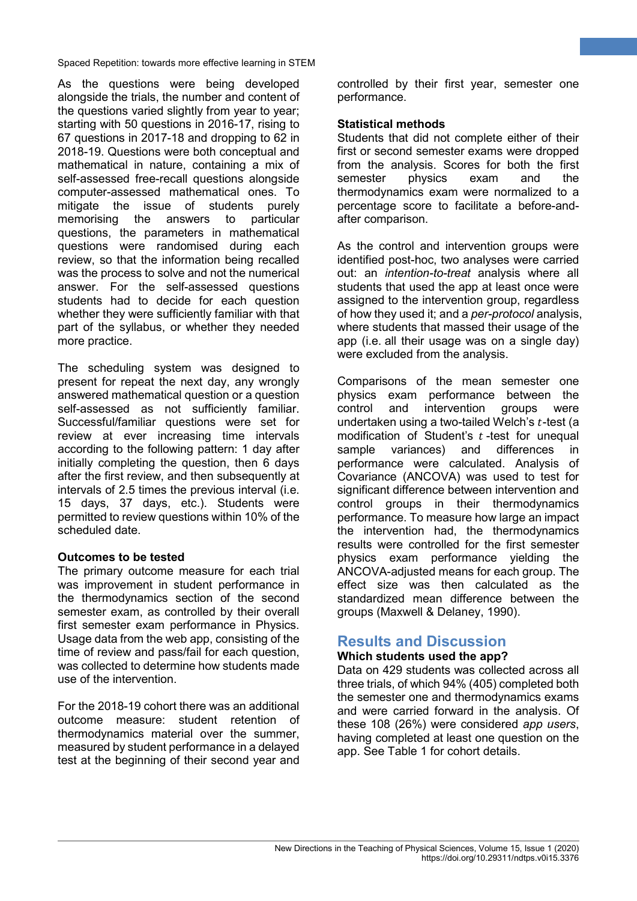As the questions were being developed alongside the trials, the number and content of the questions varied slightly from year to year; starting with 50 questions in 2016-17, rising to 67 questions in 2017-18 and dropping to 62 in 2018-19. Questions were both conceptual and mathematical in nature, containing a mix of self-assessed free-recall questions alongside computer-assessed mathematical ones. To mitigate the issue of students purely memorising the answers to particular questions, the parameters in mathematical questions were randomised during each review, so that the information being recalled was the process to solve and not the numerical answer. For the self-assessed questions students had to decide for each question whether they were sufficiently familiar with that part of the syllabus, or whether they needed more practice.

The scheduling system was designed to present for repeat the next day, any wrongly answered mathematical question or a question self-assessed as not sufficiently familiar. Successful/familiar questions were set for review at ever increasing time intervals according to the following pattern: 1 day after initially completing the question, then 6 days after the first review, and then subsequently at intervals of 2.5 times the previous interval (i.e. 15 days, 37 days, etc.). Students were permitted to review questions within 10% of the scheduled date.

### Outcomes to be tested

The primary outcome measure for each trial was improvement in student performance in the thermodynamics section of the second semester exam, as controlled by their overall first semester exam performance in Physics. Usage data from the web app, consisting of the time of review and pass/fail for each question, was collected to determine how students made use of the intervention.

For the 2018-19 cohort there was an additional outcome measure: student retention of thermodynamics material over the summer, measured by student performance in a delayed test at the beginning of their second year and controlled by their first year, semester one performance.

### Statistical methods

Students that did not complete either of their first or second semester exams were dropped from the analysis. Scores for both the first semester physics exam and the thermodynamics exam were normalized to a percentage score to facilitate a before-and-after comparison.

As the control and intervention groups were identified post-hoc, two analyses were carried out: an *intention-to-treat* analysis where all students that used the app at least once were assigned to the intervention group, regardless of how they used it; and a *per-protocol* analysis, where students that massed their usage of the app (i.e. all their usage was on a single day) were excluded from the analysis.

Comparisons of the mean semester one physics exam performance between the control and intervention groups were undertaken using a two-tailed Welch's $t$-test (a modification of Student's $t$-test for unequal sample variances) and differences in performance were calculated. Analysis of Covariance (ANCOVA) was used to test for significant difference between intervention and control groups in their thermodynamics performance. To measure how large an impact the intervention had, the thermodynamics results were controlled for the first semester physics exam performance yielding the ANCOVA-adjusted means for each group. The effect size was then calculated as the standardized mean difference between the groups (Maxwell & Delaney, 1990).

## Results and Discussion

### Which students used the app?

Data on 429 students was collected across all three trials, of which 94% (405) completed both the semester one and thermodynamics exams and were carried forward in the analysis. Of these 108 (26%) were considered *app users*, having completed at least one question on the app. See Table 1 for cohort details.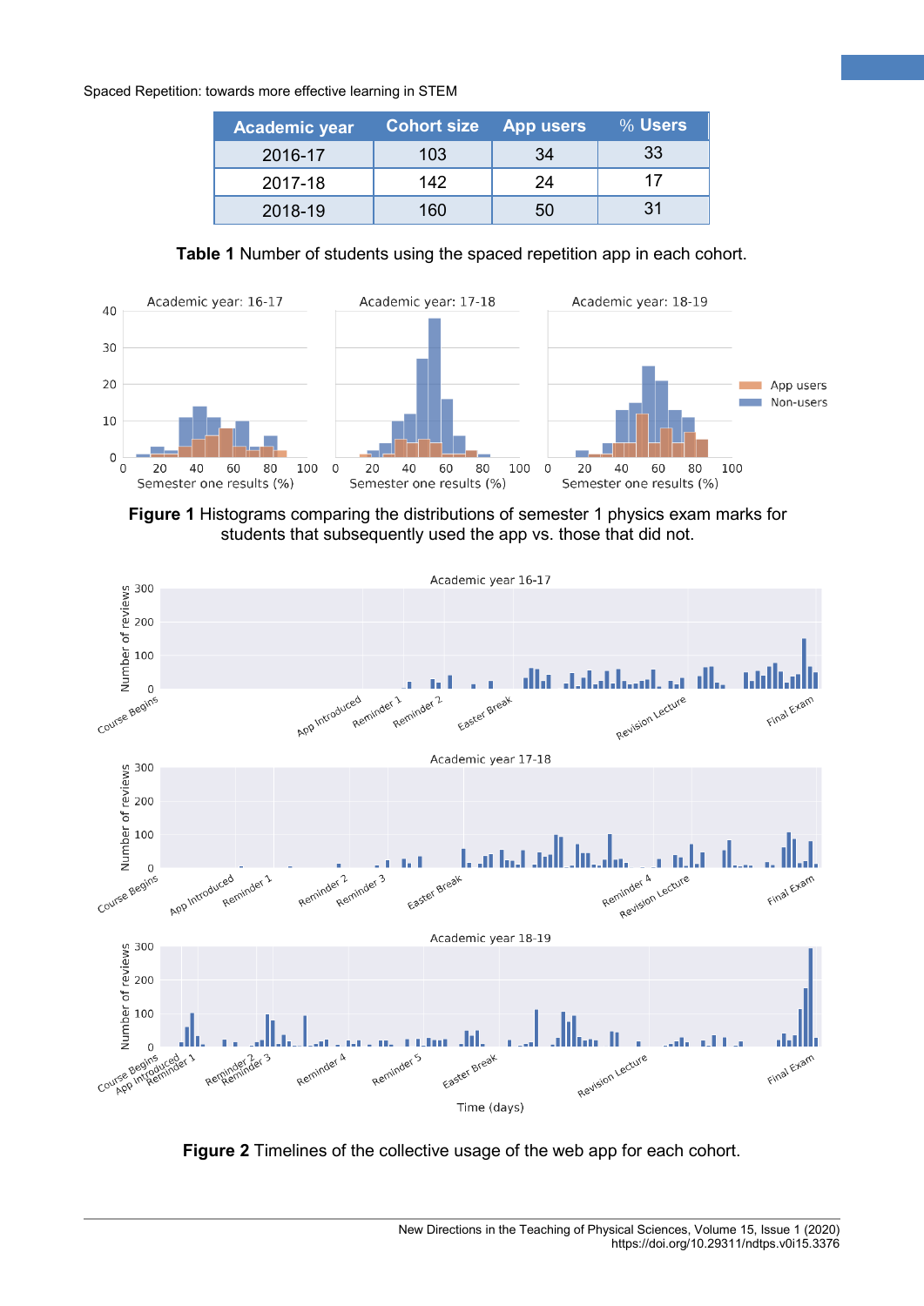| Academic year | Cohort size | App users | % Users |
| --- | --- | --- | --- |
| 2016-17 | 103 | 34 | 33 |
| 2017-18 | 142 | 24 | 17 |
| 2018-19 | 160 | 50 | 31 |

**Table 1** Number of students using the spaced repetition app in each cohort.

**Figure 1** Histograms comparing the distributions of semester 1 physics exam marks for students that subsequently used the app vs. those that did not.

**Figure 2** Timelines of the collective usage of the web app for each cohort.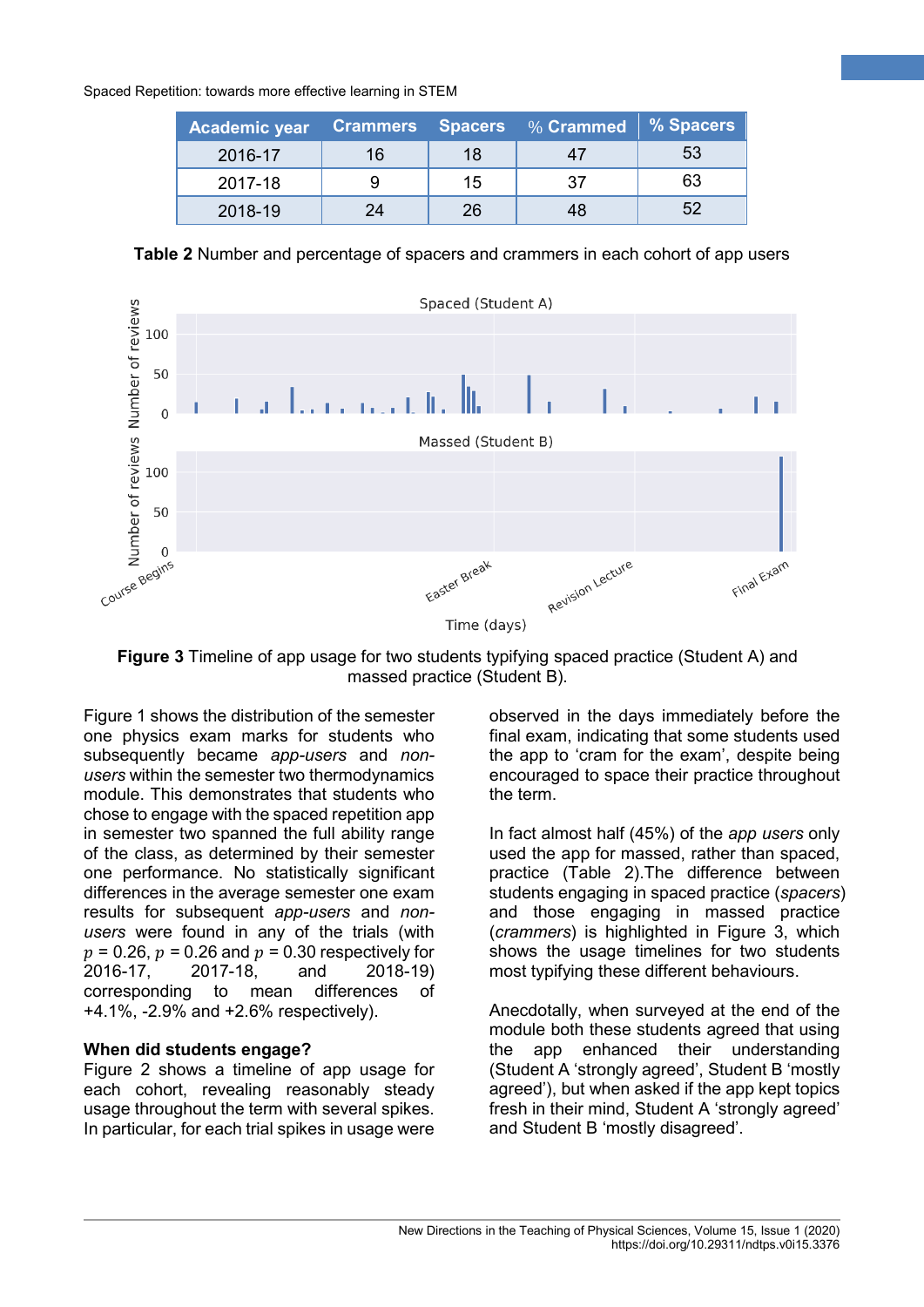| Academic year | Crammers | Spacers | % Crammed | % Spacers |
|---|---|---|---|---|
| 2016-17 | 16 | 18 | 47 | 53 |
| 2017-18 | 9 | 15 | 37 | 63 |
| 2018-19 | 24 | 26 | 48 | 52 |

**Table 2** Number and percentage of spacers and crammers in each cohort of app users

**Figure 3** Timeline of app usage for two students typifying spaced practice (Student A) and massed practice (Student B).

Figure 1 shows the distribution of the semester one physics exam marks for students who subsequently became *app-users* and *non-users* within the semester two thermodynamics module. This demonstrates that students who chose to engage with the spaced repetition app in semester two spanned the full ability range of the class, as determined by their semester one performance. No statistically significant differences in the average semester one exam results for subsequent *app-users* and *non-users* were found in any of the trials (with $p$ = 0.26, $p$ = 0.26 and $p$ = 0.30 respectively for 2016-17, 2017-18, and 2018-19) corresponding to mean differences of +4.1%, -2.9% and +2.6% respectively).

**When did students engage?**

Figure 2 shows a timeline of app usage for each cohort, revealing reasonably steady usage throughout the term with several spikes. In particular, for each trial spikes in usage were observed in the days immediately before the final exam, indicating that some students used the app to 'cram for the exam', despite being encouraged to space their practice throughout the term.

In fact almost half (45%) of the *app users* only used the app for massed, rather than spaced, practice (Table 2).The difference between students engaging in spaced practice (*spacers*) and those engaging in massed practice (*crammers*) is highlighted in Figure 3, which shows the usage timelines for two students most typifying these different behaviours.

Anecdotally, when surveyed at the end of the module both these students agreed that using the app enhanced their understanding (Student A 'strongly agreed', Student B 'mostly agreed'), but when asked if the app kept topics fresh in their mind, Student A 'strongly agreed' and Student B 'mostly disagreed'.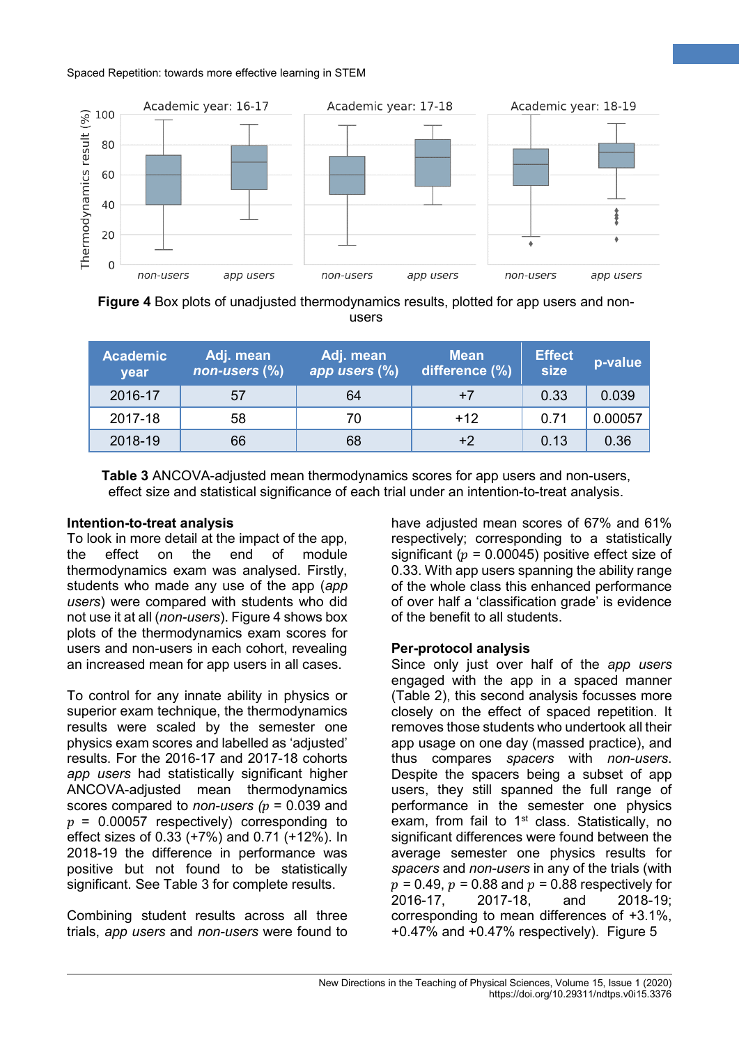**Figure 4** Box plots of unadjusted thermodynamics results, plotted for app users and non-users

| Academic year | Adj. mean *non-users* (%) | Adj. mean *app users* (%) | Mean difference (%) | Effect size | p-value |
|---|---|---|---|---|---|
| 2016-17 | 57 | 64 | +7 | 0.33 | 0.039 |
| 2017-18 | 58 | 70 | +12 | 0.71 | 0.00057 |
| 2018-19 | 66 | 68 | +2 | 0.13 | 0.36 |

**Table 3** ANCOVA-adjusted mean thermodynamics scores for app users and non-users, effect size and statistical significance of each trial under an intention-to-treat analysis.

### Intention-to-treat analysis

To look in more detail at the impact of the app, the effect on the end of module thermodynamics exam was analysed. Firstly, students who made any use of the app (*app users*) were compared with students who did not use it at all (*non-users*). Figure 4 shows box plots of the thermodynamics exam scores for users and non-users in each cohort, revealing an increased mean for app users in all cases.

To control for any innate ability in physics or superior exam technique, the thermodynamics results were scaled by the semester one physics exam scores and labelled as 'adjusted' results. For the 2016-17 and 2017-18 cohorts *app users* had statistically significant higher ANCOVA-adjusted mean thermodynamics scores compared to *non-users* ($p$ = 0.039 and $p$ = 0.00057 respectively) corresponding to effect sizes of 0.33 (+7%) and 0.71 (+12%). In 2018-19 the difference in performance was positive but not found to be statistically significant. See Table 3 for complete results.

Combining student results across all three trials, *app users* and *non-users* were found to have adjusted mean scores of 67% and 61% respectively; corresponding to a statistically significant ($p$ = 0.00045) positive effect size of 0.33. With app users spanning the ability range of the whole class this enhanced performance of over half a 'classification grade' is evidence of the benefit to all students.

### Per-protocol analysis

Since only just over half of the *app users* engaged with the app in a spaced manner (Table 2), this second analysis focusses more closely on the effect of spaced repetition. It removes those students who undertook all their app usage on one day (massed practice), and thus compares *spacers* with *non-users*. Despite the spacers being a subset of app users, they still spanned the full range of performance in the semester one physics exam, from fail to 1st class. Statistically, no significant differences were found between the average semester one physics results for *spacers* and *non-users* in any of the trials (with $p$ = 0.49, $p$ = 0.88 and $p$ = 0.88 respectively for 2016-17, 2017-18, and 2018-19; corresponding to mean differences of +3.1%, +0.47% and +0.47% respectively). Figure 5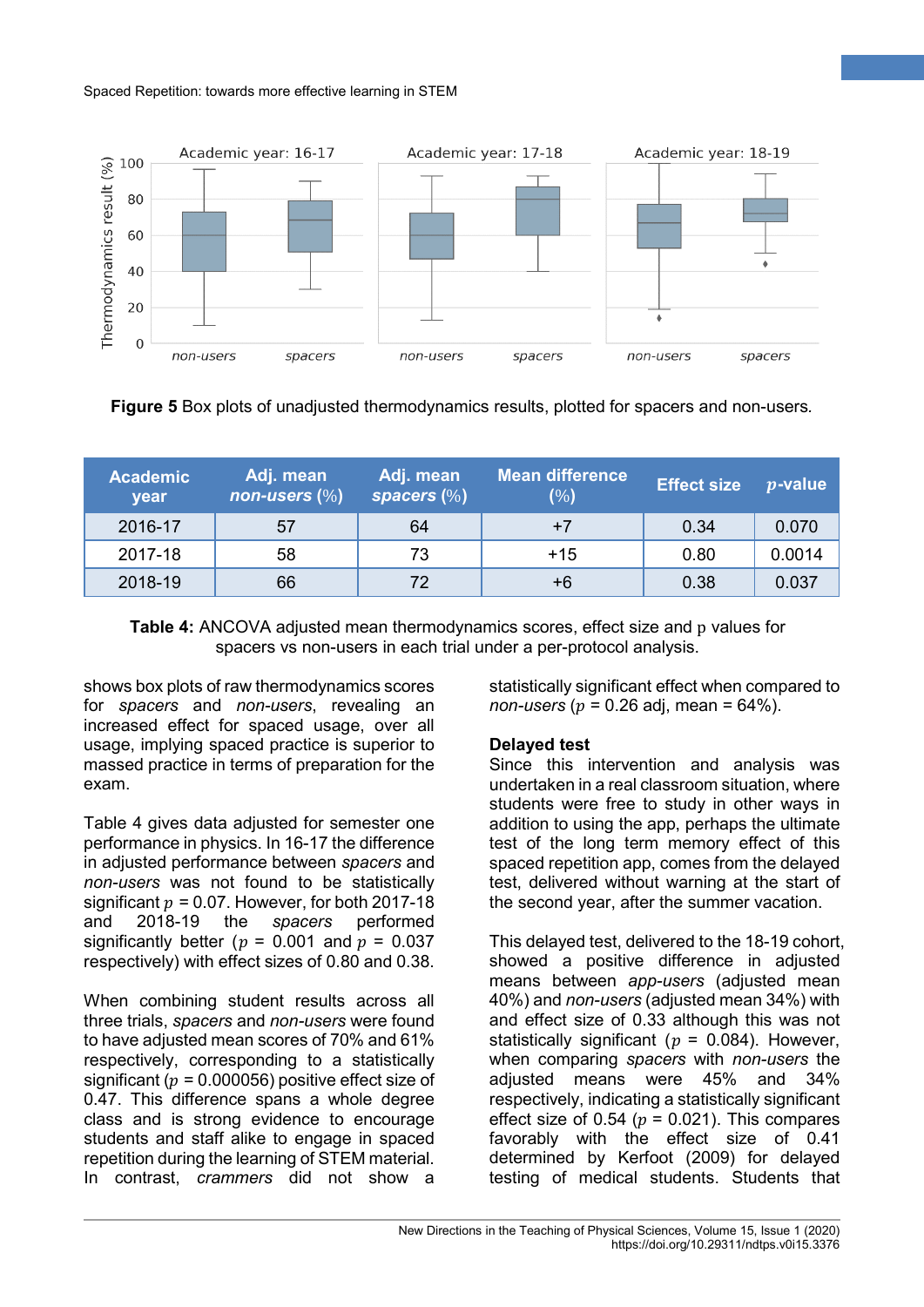**Figure 5** Box plots of unadjusted thermodynamics results, plotted for spacers and non-users.

| Academic year | Adj. mean *non-users* (%) | Adj. mean *spacers* (%) | Mean difference (%) | Effect size | $p$-value |
|---|---|---|---|---|---|
| 2016-17 | 57 | 64 | +7 | 0.34 | 0.070 |
| 2017-18 | 58 | 73 | +15 | 0.80 | 0.0014 |
| 2018-19 | 66 | 72 | +6 | 0.38 | 0.037 |

**Table 4:** ANCOVA adjusted mean thermodynamics scores, effect size and p values for spacers vs non-users in each trial under a per-protocol analysis.

shows box plots of raw thermodynamics scores for *spacers* and *non-users*, revealing an increased effect for spaced usage, over all usage, implying spaced practice is superior to massed practice in terms of preparation for the exam.

Table 4 gives data adjusted for semester one performance in physics. In 16-17 the difference in adjusted performance between *spacers* and *non-users* was not found to be statistically significant $p$ = 0.07. However, for both 2017-18 and 2018-19 the *spacers* performed significantly better ($p$ = 0.001 and $p$ = 0.037 respectively) with effect sizes of 0.80 and 0.38.

When combining student results across all three trials, *spacers* and *non-users* were found to have adjusted mean scores of 70% and 61% respectively, corresponding to a statistically significant ($p$ = 0.000056) positive effect size of 0.47. This difference spans a whole degree class and is strong evidence to encourage students and staff alike to engage in spaced repetition during the learning of STEM material. In contrast, *crammers* did not show a statistically significant effect when compared to *non-users* ($p$ = 0.26 adj, mean = 64%).

### Delayed test

Since this intervention and analysis was undertaken in a real classroom situation, where students were free to study in other ways in addition to using the app, perhaps the ultimate test of the long term memory effect of this spaced repetition app, comes from the delayed test, delivered without warning at the start of the second year, after the summer vacation.

This delayed test, delivered to the 18-19 cohort, showed a positive difference in adjusted means between *app-users* (adjusted mean 40%) and *non-users* (adjusted mean 34%) with and effect size of 0.33 although this was not statistically significant ($p$ = 0.084). However, when comparing *spacers* with *non-users* the adjusted means were 45% and 34% respectively, indicating a statistically significant effect size of 0.54 ($p$ = 0.021). This compares favorably with the effect size of 0.41 determined by Kerfoot (2009) for delayed testing of medical students. Students that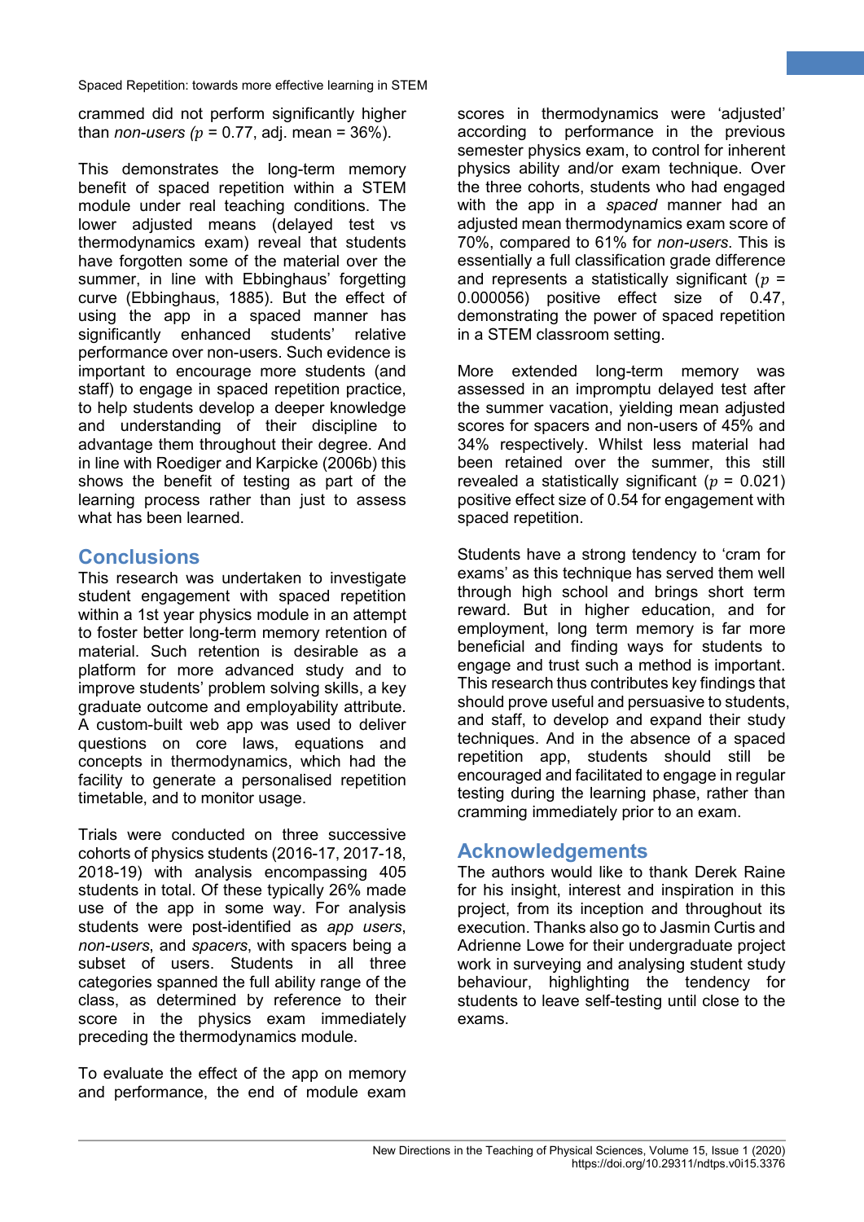crammed did not perform significantly higher than *non-users* ($p$ = 0.77, adj. mean = 36%).

This demonstrates the long-term memory benefit of spaced repetition within a STEM module under real teaching conditions. The lower adjusted means (delayed test vs thermodynamics exam) reveal that students have forgotten some of the material over the summer, in line with Ebbinghaus' forgetting curve (Ebbinghaus, 1885). But the effect of using the app in a spaced manner has significantly enhanced students' relative performance over non-users. Such evidence is important to encourage more students (and staff) to engage in spaced repetition practice, to help students develop a deeper knowledge and understanding of their discipline to advantage them throughout their degree. And in line with Roediger and Karpicke (2006b) this shows the benefit of testing as part of the learning process rather than just to assess what has been learned.

## Conclusions

This research was undertaken to investigate student engagement with spaced repetition within a 1st year physics module in an attempt to foster better long-term memory retention of material. Such retention is desirable as a platform for more advanced study and to improve students' problem solving skills, a key graduate outcome and employability attribute. A custom-built web app was used to deliver questions on core laws, equations and concepts in thermodynamics, which had the facility to generate a personalised repetition timetable, and to monitor usage.

Trials were conducted on three successive cohorts of physics students (2016-17, 2017-18, 2018-19) with analysis encompassing 405 students in total. Of these typically 26% made use of the app in some way. For analysis students were post-identified as *app users*, *non-users*, and *spacers*, with spacers being a subset of users. Students in all three categories spanned the full ability range of the class, as determined by reference to their score in the physics exam immediately preceding the thermodynamics module.

To evaluate the effect of the app on memory and performance, the end of module exam scores in thermodynamics were 'adjusted' according to performance in the previous semester physics exam, to control for inherent physics ability and/or exam technique. Over the three cohorts, students who had engaged with the app in a *spaced* manner had an adjusted mean thermodynamics exam score of 70%, compared to 61% for *non-users*. This is essentially a full classification grade difference and represents a statistically significant ($p$ = 0.000056) positive effect size of 0.47, demonstrating the power of spaced repetition in a STEM classroom setting.

More extended long-term memory was assessed in an impromptu delayed test after the summer vacation, yielding mean adjusted scores for spacers and non-users of 45% and 34% respectively. Whilst less material had been retained over the summer, this still revealed a statistically significant ($p$ = 0.021) positive effect size of 0.54 for engagement with spaced repetition.

Students have a strong tendency to 'cram for exams' as this technique has served them well through high school and brings short term reward. But in higher education, and for employment, long term memory is far more beneficial and finding ways for students to engage and trust such a method is important. This research thus contributes key findings that should prove useful and persuasive to students, and staff, to develop and expand their study techniques. And in the absence of a spaced repetition app, students should still be encouraged and facilitated to engage in regular testing during the learning phase, rather than cramming immediately prior to an exam.

## Acknowledgements

The authors would like to thank Derek Raine for his insight, interest and inspiration in this project, from its inception and throughout its execution. Thanks also go to Jasmin Curtis and Adrienne Lowe for their undergraduate project work in surveying and analysing student study behaviour, highlighting the tendency for students to leave self-testing until close to the exams.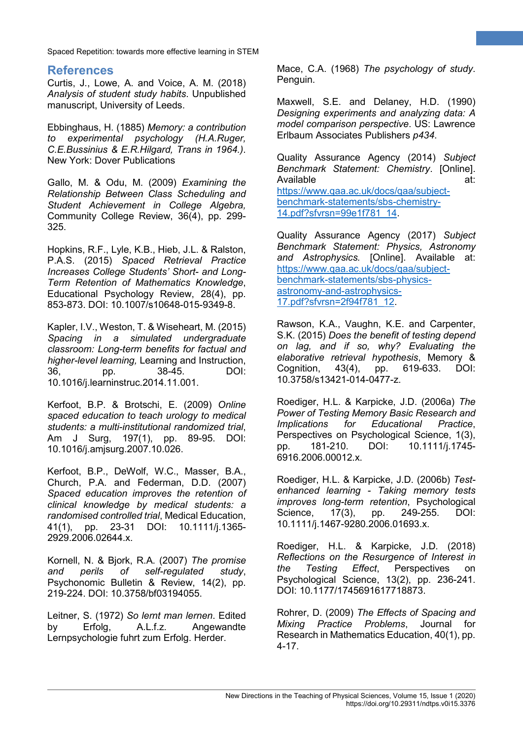## References

Curtis, J., Lowe, A. and Voice, A. M. (2018) *Analysis of student study habits*. Unpublished manuscript, University of Leeds.

Ebbinghaus, H. (1885) *Memory: a contribution to experimental psychology (H.A.Ruger, C.E.Bussinius & E.R.Hilgard, Trans in 1964.)*. New York: Dover Publications

Gallo, M. & Odu, M. (2009) *Examining the Relationship Between Class Scheduling and Student Achievement in College Algebra*, Community College Review, 36(4), pp. 299-325.

Hopkins, R.F., Lyle, K.B., Hieb, J.L. & Ralston, P.A.S. (2015) *Spaced Retrieval Practice Increases College Students' Short- and Long-Term Retention of Mathematics Knowledge*, Educational Psychology Review, 28(4), pp. 853-873. DOI: 10.1007/s10648-015-9349-8.

Kapler, I.V., Weston, T. & Wiseheart, M. (2015) *Spacing in a simulated undergraduate classroom: Long-term benefits for factual and higher-level learning*, Learning and Instruction, 36, pp. 38-45. DOI: 10.1016/j.learninstruc.2014.11.001.

Kerfoot, B.P. & Brotschi, E. (2009) *Online spaced education to teach urology to medical students: a multi-institutional randomized trial*, Am J Surg, 197(1), pp. 89-95. DOI: 10.1016/j.amjsurg.2007.10.026.

Kerfoot, B.P., DeWolf, W.C., Masser, B.A., Church, P.A. and Federman, D.D. (2007) *Spaced education improves the retention of clinical knowledge by medical students: a randomised controlled trial*, Medical Education, 41(1), pp. 23-31 DOI: 10.1111/j.1365-2929.2006.02644.x.

Kornell, N. & Bjork, R.A. (2007) *The promise and perils of self-regulated study*, Psychonomic Bulletin & Review, 14(2), pp. 219-224. DOI: 10.3758/bf03194055.

Leitner, S. (1972) *So lernt man lernen*. Edited by Erfolg, A.L.f.z. Angewandte Lernpsychologie fuhrt zum Erfolg. Herder.

Mace, C.A. (1968) *The psychology of study*. Penguin.

Maxwell, S.E. and Delaney, H.D. (1990) *Designing experiments and analyzing data: A model comparison perspective*. US: Lawrence Erlbaum Associates Publishers *p434*.

Quality Assurance Agency (2014) *Subject Benchmark Statement: Chemistry*. [Online]. Available at: https://www.qaa.ac.uk/docs/qaa/subject-benchmark-statements/sbs-chemistry-14.pdf?sfvrsn=99e1f781_14.

Quality Assurance Agency (2017) *Subject Benchmark Statement: Physics, Astronomy and Astrophysics.* [Online]. Available at: https://www.qaa.ac.uk/docs/qaa/subject-benchmark-statements/sbs-physics-astronomy-and-astrophysics-17.pdf?sfvrsn=2f94f781_12.

Rawson, K.A., Vaughn, K.E. and Carpenter, S.K. (2015) *Does the benefit of testing depend on lag, and if so, why? Evaluating the elaborative retrieval hypothesis*, Memory & Cognition, 43(4), pp. 619-633. DOI: 10.3758/s13421-014-0477-z.

Roediger, H.L. & Karpicke, J.D. (2006a) *The Power of Testing Memory Basic Research and Implications for Educational Practice*, Perspectives on Psychological Science, 1(3), pp. 181-210. DOI: 10.1111/j.1745-6916.2006.00012.x.

Roediger, H.L. & Karpicke, J.D. (2006b) *Test-enhanced learning - Taking memory tests improves long-term retention*, Psychological Science, 17(3), pp. 249-255. DOI: 10.1111/j.1467-9280.2006.01693.x.

Roediger, H.L. & Karpicke, J.D. (2018) *Reflections on the Resurgence of Interest in the Testing Effect*, Perspectives on Psychological Science, 13(2), pp. 236-241. DOI: 10.1177/1745691617718873.

Rohrer, D. (2009) *The Effects of Spacing and Mixing Practice Problems*, Journal for Research in Mathematics Education, 40(1), pp. 4-17.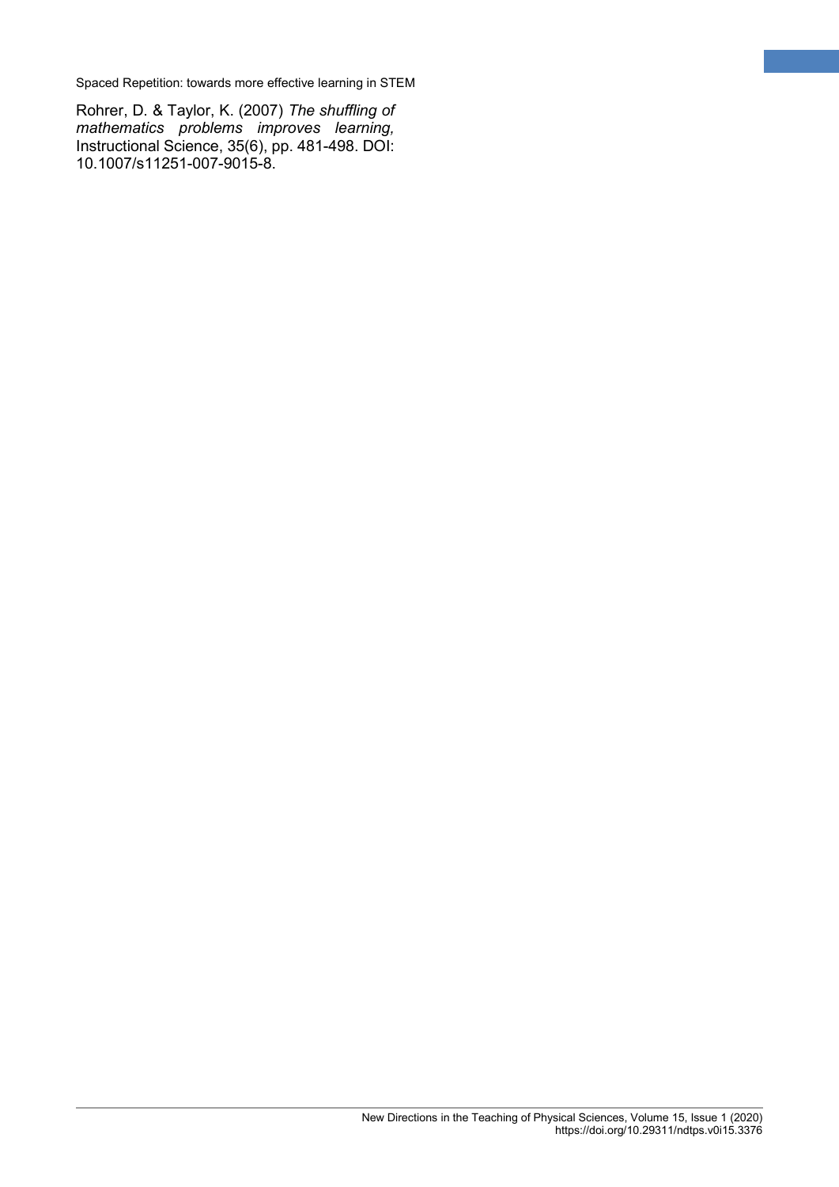Rohrer, D. & Taylor, K. (2007) *The shuffling of mathematics problems improves learning,* Instructional Science, 35(6), pp. 481-498. DOI: 10.1007/s11251-007-9015-8.